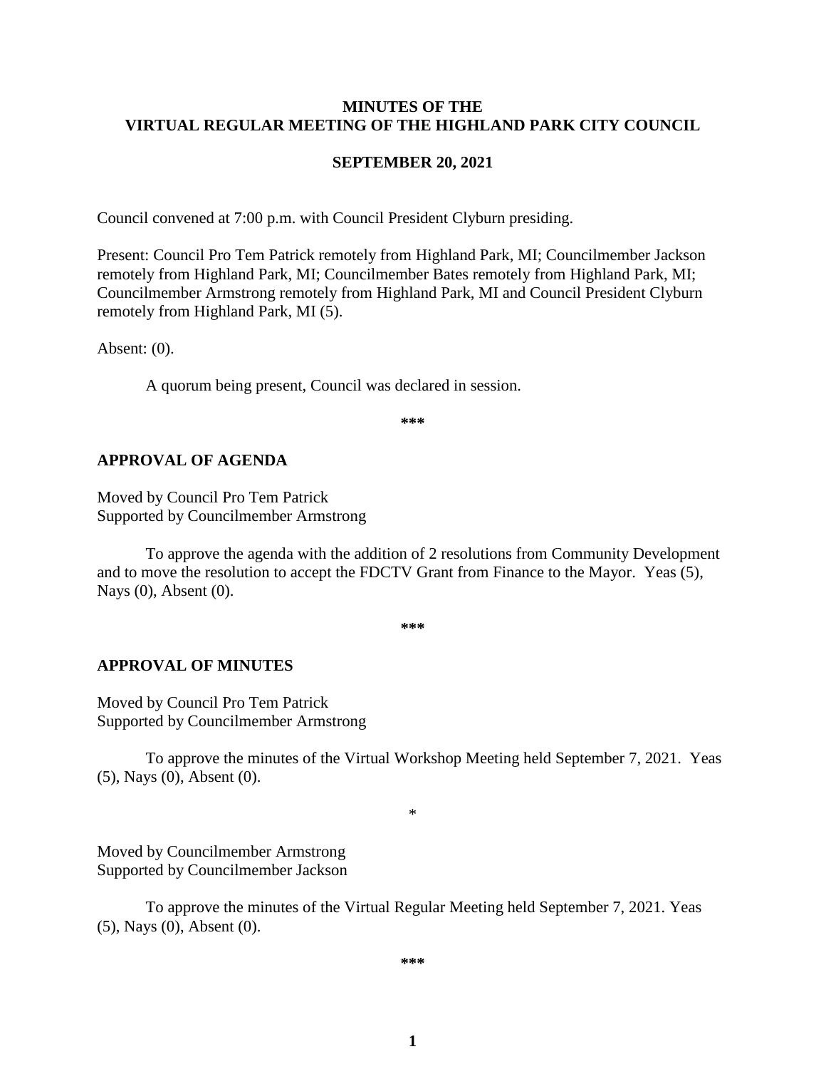**MINUTES OF THE**
**VIRTUAL REGULAR MEETING OF THE HIGHLAND PARK CITY COUNCIL**

**SEPTEMBER 20, 2021**

Council convened at 7:00 p.m. with Council President Clyburn presiding.

Present: Council Pro Tem Patrick remotely from Highland Park, MI; Councilmember Jackson remotely from Highland Park, MI; Councilmember Bates remotely from Highland Park, MI; Councilmember Armstrong remotely from Highland Park, MI and Council President Clyburn remotely from Highland Park, MI (5).

Absent: (0).

A quorum being present, Council was declared in session.

***

## APPROVAL OF AGENDA

Moved by Council Pro Tem Patrick
Supported by Councilmember Armstrong

To approve the agenda with the addition of 2 resolutions from Community Development and to move the resolution to accept the FDCTV Grant from Finance to the Mayor. Yeas (5), Nays (0), Absent (0).

***

## APPROVAL OF MINUTES

Moved by Council Pro Tem Patrick
Supported by Councilmember Armstrong

To approve the minutes of the Virtual Workshop Meeting held September 7, 2021. Yeas (5), Nays (0), Absent (0).

*

Moved by Councilmember Armstrong
Supported by Councilmember Jackson

To approve the minutes of the Virtual Regular Meeting held September 7, 2021. Yeas (5), Nays (0), Absent (0).

***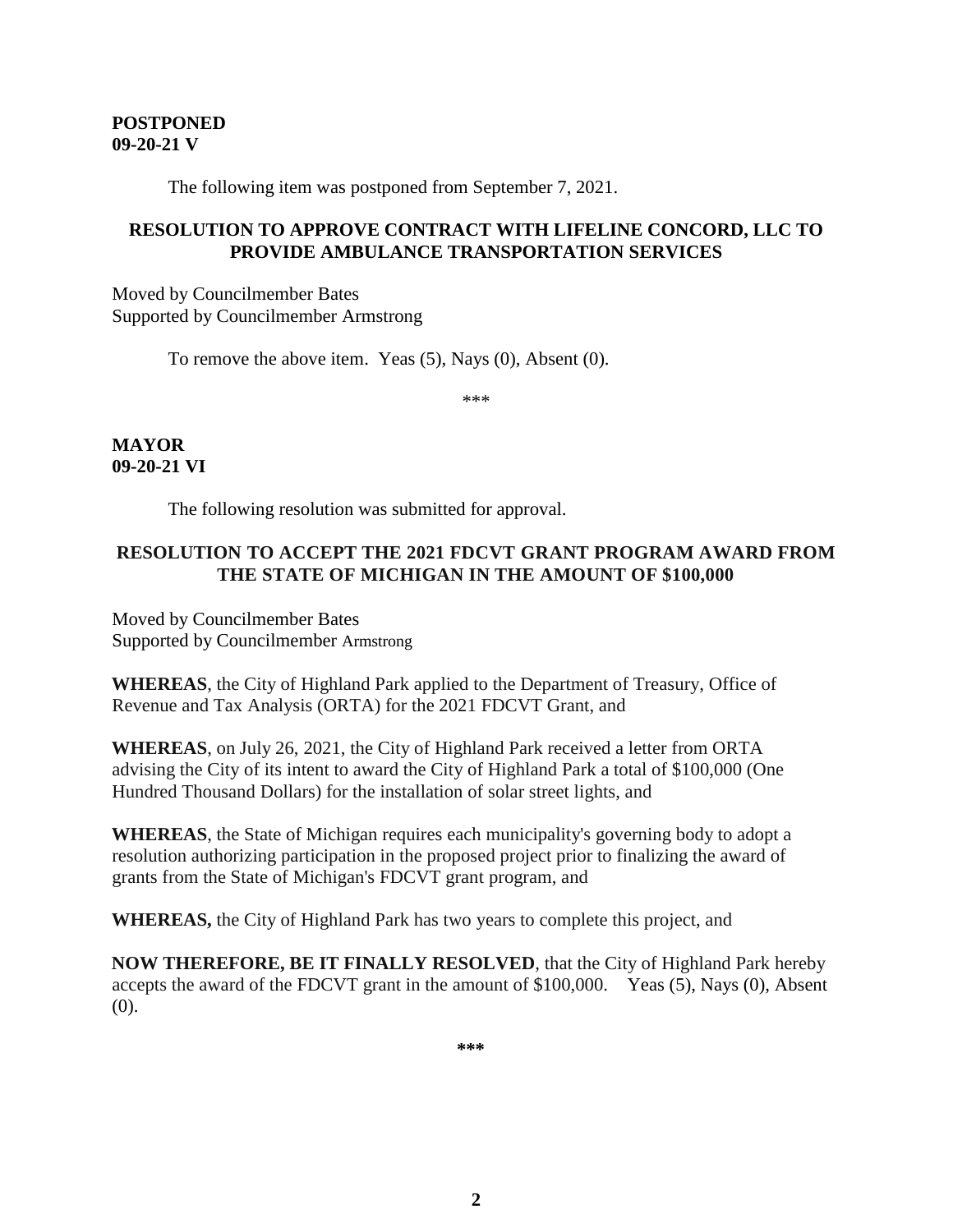**POSTPONED**
**09-20-21 V**

The following item was postponed from September 7, 2021.

**RESOLUTION TO APPROVE CONTRACT WITH LIFELINE CONCORD, LLC TO PROVIDE AMBULANCE TRANSPORTATION SERVICES**

Moved by Councilmember Bates
Supported by Councilmember Armstrong

To remove the above item. Yeas (5), Nays (0), Absent (0).

\*\*\*

**MAYOR**
**09-20-21 VI**

The following resolution was submitted for approval.

**RESOLUTION TO ACCEPT THE 2021 FDCVT GRANT PROGRAM AWARD FROM THE STATE OF MICHIGAN IN THE AMOUNT OF $100,000**

Moved by Councilmember Bates
Supported by Councilmember Armstrong

**WHEREAS**, the City of Highland Park applied to the Department of Treasury, Office of Revenue and Tax Analysis (ORTA) for the 2021 FDCVT Grant, and

**WHEREAS**, on July 26, 2021, the City of Highland Park received a letter from ORTA advising the City of its intent to award the City of Highland Park a total of $100,000 (One Hundred Thousand Dollars) for the installation of solar street lights, and

**WHEREAS**, the State of Michigan requires each municipality's governing body to adopt a resolution authorizing participation in the proposed project prior to finalizing the award of grants from the State of Michigan's FDCVT grant program, and

**WHEREAS,** the City of Highland Park has two years to complete this project, and

**NOW THEREFORE, BE IT FINALLY RESOLVED**, that the City of Highland Park hereby accepts the award of the FDCVT grant in the amount of $100,000. Yeas (5), Nays (0), Absent (0).

**\*\*\***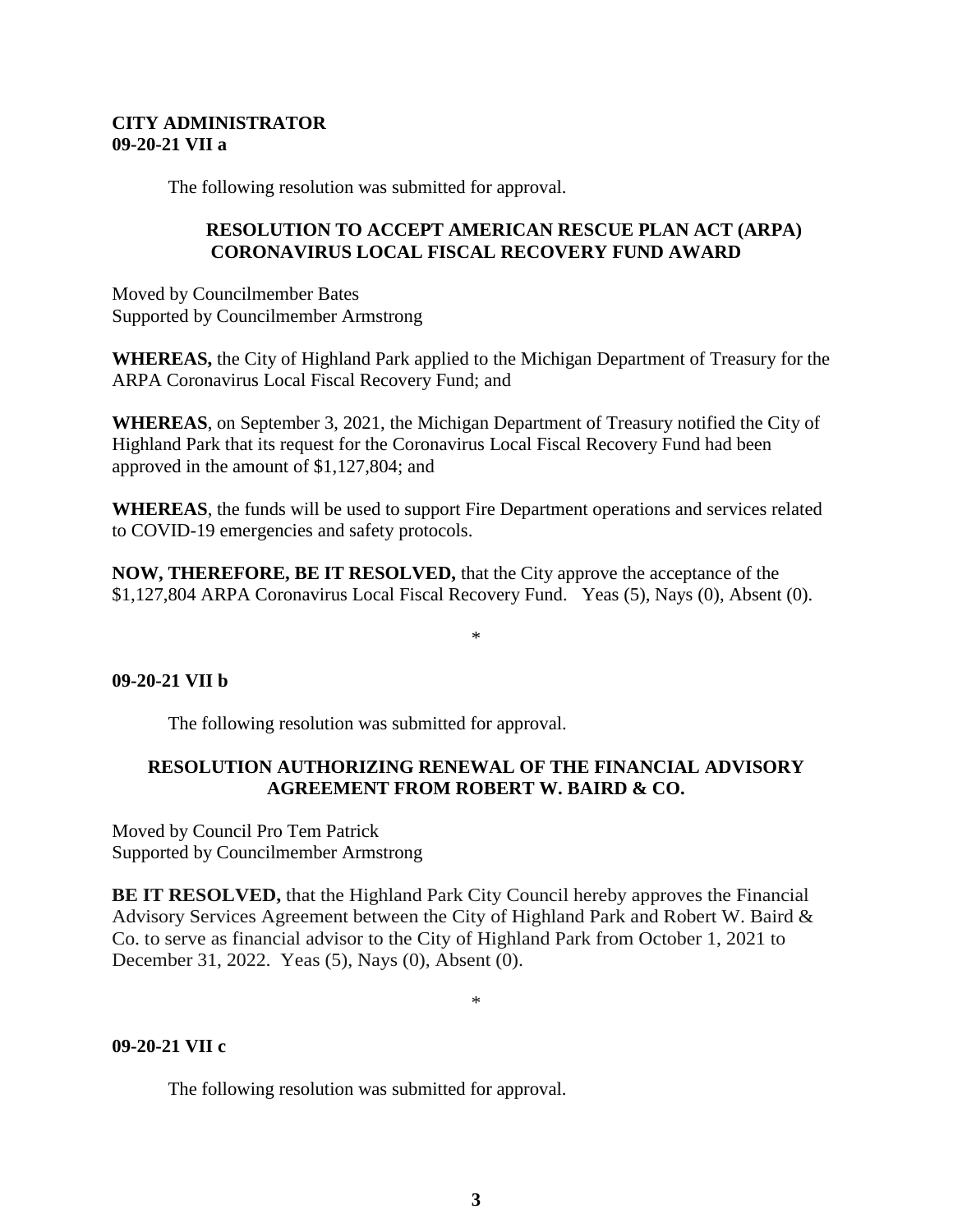**CITY ADMINISTRATOR**
**09-20-21 VII a**

The following resolution was submitted for approval.

**RESOLUTION TO ACCEPT AMERICAN RESCUE PLAN ACT (ARPA) CORONAVIRUS LOCAL FISCAL RECOVERY FUND AWARD**

Moved by Councilmember Bates
Supported by Councilmember Armstrong

**WHEREAS,** the City of Highland Park applied to the Michigan Department of Treasury for the ARPA Coronavirus Local Fiscal Recovery Fund; and

**WHEREAS**, on September 3, 2021, the Michigan Department of Treasury notified the City of Highland Park that its request for the Coronavirus Local Fiscal Recovery Fund had been approved in the amount of $1,127,804; and

**WHEREAS**, the funds will be used to support Fire Department operations and services related to COVID-19 emergencies and safety protocols.

**NOW, THEREFORE, BE IT RESOLVED,** that the City approve the acceptance of the $1,127,804 ARPA Coronavirus Local Fiscal Recovery Fund. Yeas (5), Nays (0), Absent (0).

*

**09-20-21 VII b**

The following resolution was submitted for approval.

**RESOLUTION AUTHORIZING RENEWAL OF THE FINANCIAL ADVISORY AGREEMENT FROM ROBERT W. BAIRD & CO.**

Moved by Council Pro Tem Patrick
Supported by Councilmember Armstrong

**BE IT RESOLVED,** that the Highland Park City Council hereby approves the Financial Advisory Services Agreement between the City of Highland Park and Robert W. Baird & Co. to serve as financial advisor to the City of Highland Park from October 1, 2021 to December 31, 2022. Yeas (5), Nays (0), Absent (0).

*

**09-20-21 VII c**

The following resolution was submitted for approval.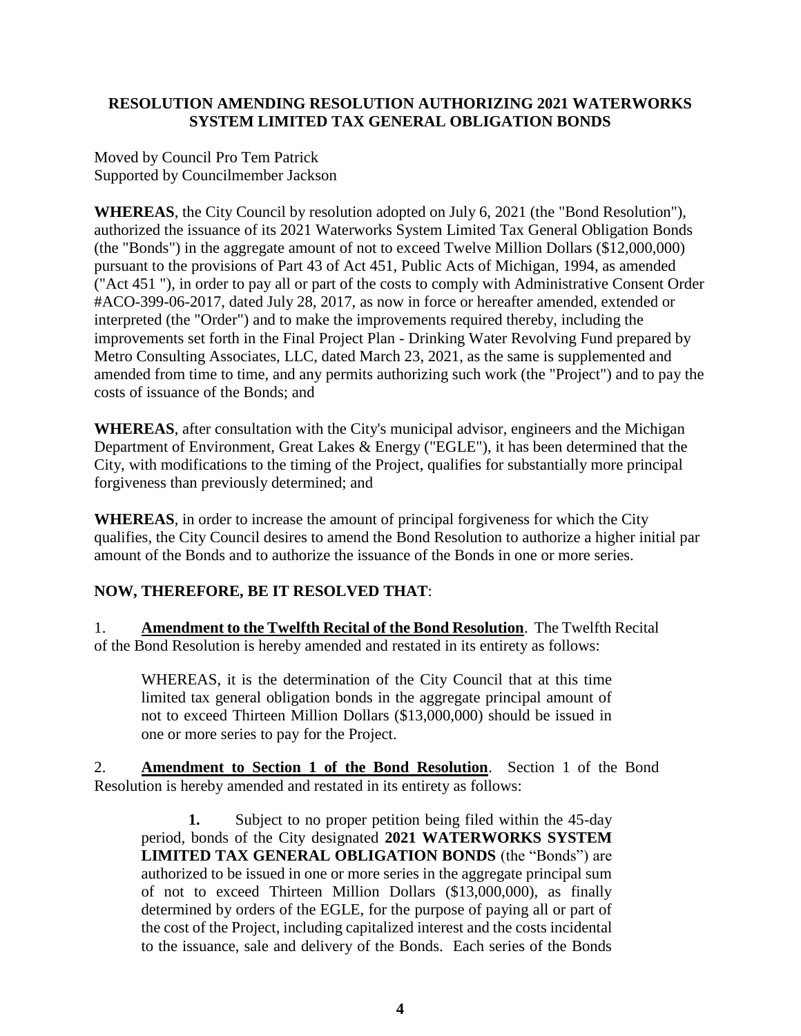**RESOLUTION AMENDING RESOLUTION AUTHORIZING 2021 WATERWORKS SYSTEM LIMITED TAX GENERAL OBLIGATION BONDS**

Moved by Council Pro Tem Patrick
Supported by Councilmember Jackson

**WHEREAS**, the City Council by resolution adopted on July 6, 2021 (the "Bond Resolution"), authorized the issuance of its 2021 Waterworks System Limited Tax General Obligation Bonds (the "Bonds") in the aggregate amount of not to exceed Twelve Million Dollars ($12,000,000) pursuant to the provisions of Part 43 of Act 451, Public Acts of Michigan, 1994, as amended ("Act 451 "), in order to pay all or part of the costs to comply with Administrative Consent Order #ACO-399-06-2017, dated July 28, 2017, as now in force or hereafter amended, extended or interpreted (the "Order") and to make the improvements required thereby, including the improvements set forth in the Final Project Plan - Drinking Water Revolving Fund prepared by Metro Consulting Associates, LLC, dated March 23, 2021, as the same is supplemented and amended from time to time, and any permits authorizing such work (the "Project") and to pay the costs of issuance of the Bonds; and

**WHEREAS**, after consultation with the City's municipal advisor, engineers and the Michigan Department of Environment, Great Lakes & Energy ("EGLE"), it has been determined that the City, with modifications to the timing of the Project, qualifies for substantially more principal forgiveness than previously determined; and

**WHEREAS**, in order to increase the amount of principal forgiveness for which the City qualifies, the City Council desires to amend the Bond Resolution to authorize a higher initial par amount of the Bonds and to authorize the issuance of the Bonds in one or more series.

**NOW, THEREFORE, BE IT RESOLVED THAT**:

1. **Amendment to the Twelfth Recital of the Bond Resolution**. The Twelfth Recital of the Bond Resolution is hereby amended and restated in its entirety as follows:

> WHEREAS, it is the determination of the City Council that at this time limited tax general obligation bonds in the aggregate principal amount of not to exceed Thirteen Million Dollars ($13,000,000) should be issued in one or more series to pay for the Project.

2. **Amendment to Section 1 of the Bond Resolution**. Section 1 of the Bond Resolution is hereby amended and restated in its entirety as follows:

> **1.** Subject to no proper petition being filed within the 45-day period, bonds of the City designated **2021 WATERWORKS SYSTEM LIMITED TAX GENERAL OBLIGATION BONDS** (the "Bonds") are authorized to be issued in one or more series in the aggregate principal sum of not to exceed Thirteen Million Dollars ($13,000,000), as finally determined by orders of the EGLE, for the purpose of paying all or part of the cost of the Project, including capitalized interest and the costs incidental to the issuance, sale and delivery of the Bonds. Each series of the Bonds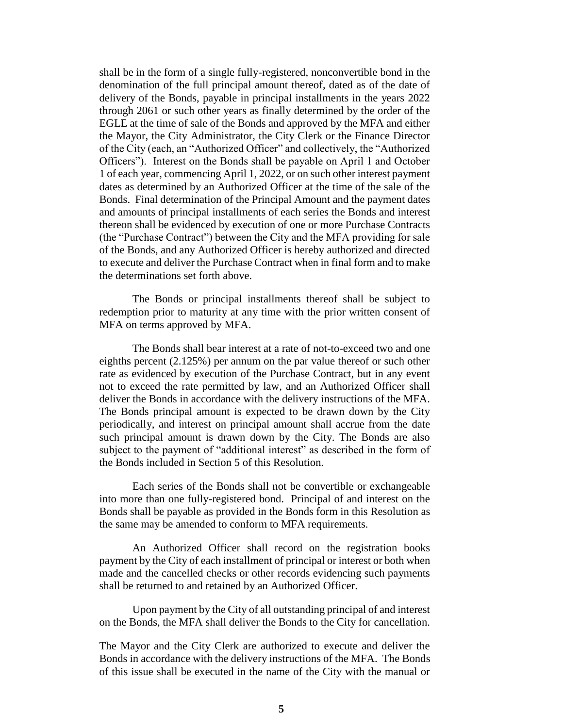shall be in the form of a single fully-registered, nonconvertible bond in the denomination of the full principal amount thereof, dated as of the date of delivery of the Bonds, payable in principal installments in the years 2022 through 2061 or such other years as finally determined by the order of the EGLE at the time of sale of the Bonds and approved by the MFA and either the Mayor, the City Administrator, the City Clerk or the Finance Director of the City (each, an "Authorized Officer" and collectively, the "Authorized Officers"). Interest on the Bonds shall be payable on April 1 and October 1 of each year, commencing April 1, 2022, or on such other interest payment dates as determined by an Authorized Officer at the time of the sale of the Bonds. Final determination of the Principal Amount and the payment dates and amounts of principal installments of each series the Bonds and interest thereon shall be evidenced by execution of one or more Purchase Contracts (the "Purchase Contract") between the City and the MFA providing for sale of the Bonds, and any Authorized Officer is hereby authorized and directed to execute and deliver the Purchase Contract when in final form and to make the determinations set forth above.

The Bonds or principal installments thereof shall be subject to redemption prior to maturity at any time with the prior written consent of MFA on terms approved by MFA.

The Bonds shall bear interest at a rate of not-to-exceed two and one eighths percent (2.125%) per annum on the par value thereof or such other rate as evidenced by execution of the Purchase Contract, but in any event not to exceed the rate permitted by law, and an Authorized Officer shall deliver the Bonds in accordance with the delivery instructions of the MFA. The Bonds principal amount is expected to be drawn down by the City periodically, and interest on principal amount shall accrue from the date such principal amount is drawn down by the City. The Bonds are also subject to the payment of "additional interest" as described in the form of the Bonds included in Section 5 of this Resolution.

Each series of the Bonds shall not be convertible or exchangeable into more than one fully-registered bond. Principal of and interest on the Bonds shall be payable as provided in the Bonds form in this Resolution as the same may be amended to conform to MFA requirements.

An Authorized Officer shall record on the registration books payment by the City of each installment of principal or interest or both when made and the cancelled checks or other records evidencing such payments shall be returned to and retained by an Authorized Officer.

Upon payment by the City of all outstanding principal of and interest on the Bonds, the MFA shall deliver the Bonds to the City for cancellation.

The Mayor and the City Clerk are authorized to execute and deliver the Bonds in accordance with the delivery instructions of the MFA. The Bonds of this issue shall be executed in the name of the City with the manual or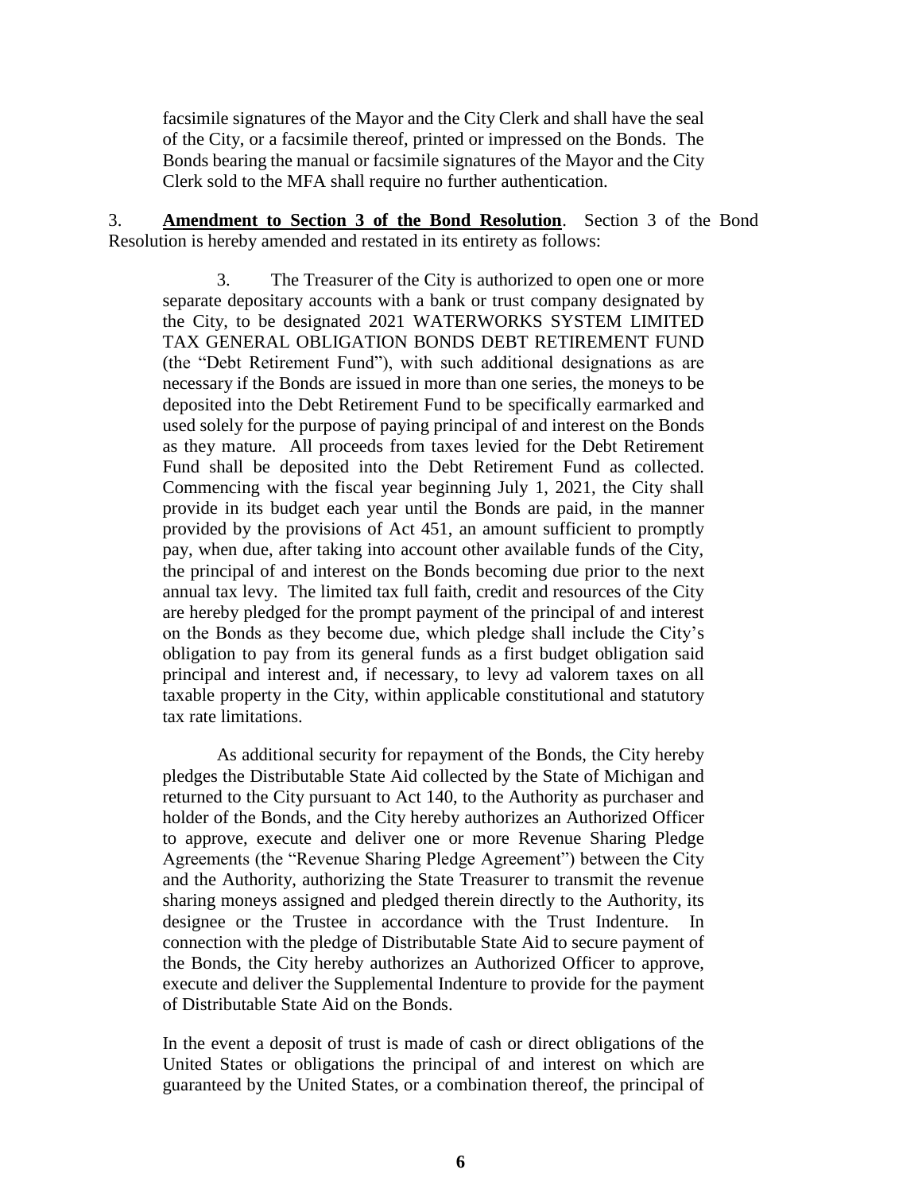facsimile signatures of the Mayor and the City Clerk and shall have the seal of the City, or a facsimile thereof, printed or impressed on the Bonds. The Bonds bearing the manual or facsimile signatures of the Mayor and the City Clerk sold to the MFA shall require no further authentication.

3. **Amendment to Section 3 of the Bond Resolution**. Section 3 of the Bond Resolution is hereby amended and restated in its entirety as follows:

> 3. The Treasurer of the City is authorized to open one or more separate depositary accounts with a bank or trust company designated by the City, to be designated 2021 WATERWORKS SYSTEM LIMITED TAX GENERAL OBLIGATION BONDS DEBT RETIREMENT FUND (the "Debt Retirement Fund"), with such additional designations as are necessary if the Bonds are issued in more than one series, the moneys to be deposited into the Debt Retirement Fund to be specifically earmarked and used solely for the purpose of paying principal of and interest on the Bonds as they mature. All proceeds from taxes levied for the Debt Retirement Fund shall be deposited into the Debt Retirement Fund as collected. Commencing with the fiscal year beginning July 1, 2021, the City shall provide in its budget each year until the Bonds are paid, in the manner provided by the provisions of Act 451, an amount sufficient to promptly pay, when due, after taking into account other available funds of the City, the principal of and interest on the Bonds becoming due prior to the next annual tax levy. The limited tax full faith, credit and resources of the City are hereby pledged for the prompt payment of the principal of and interest on the Bonds as they become due, which pledge shall include the City's obligation to pay from its general funds as a first budget obligation said principal and interest and, if necessary, to levy ad valorem taxes on all taxable property in the City, within applicable constitutional and statutory tax rate limitations.
>
> As additional security for repayment of the Bonds, the City hereby pledges the Distributable State Aid collected by the State of Michigan and returned to the City pursuant to Act 140, to the Authority as purchaser and holder of the Bonds, and the City hereby authorizes an Authorized Officer to approve, execute and deliver one or more Revenue Sharing Pledge Agreements (the "Revenue Sharing Pledge Agreement") between the City and the Authority, authorizing the State Treasurer to transmit the revenue sharing moneys assigned and pledged therein directly to the Authority, its designee or the Trustee in accordance with the Trust Indenture. In connection with the pledge of Distributable State Aid to secure payment of the Bonds, the City hereby authorizes an Authorized Officer to approve, execute and deliver the Supplemental Indenture to provide for the payment of Distributable State Aid on the Bonds.
>
> In the event a deposit of trust is made of cash or direct obligations of the United States or obligations the principal of and interest on which are guaranteed by the United States, or a combination thereof, the principal of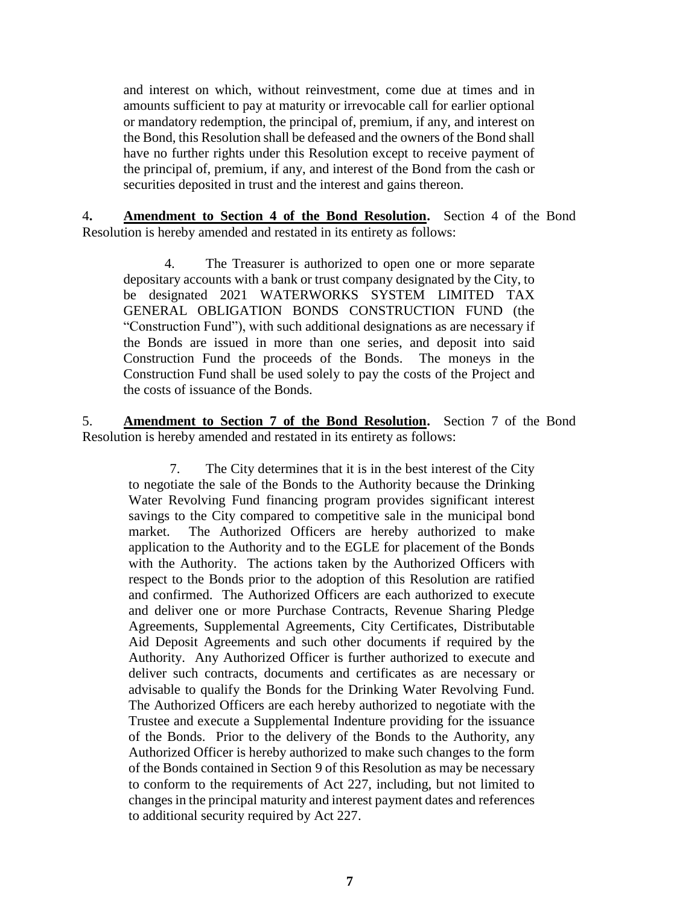and interest on which, without reinvestment, come due at times and in amounts sufficient to pay at maturity or irrevocable call for earlier optional or mandatory redemption, the principal of, premium, if any, and interest on the Bond, this Resolution shall be defeased and the owners of the Bond shall have no further rights under this Resolution except to receive payment of the principal of, premium, if any, and interest of the Bond from the cash or securities deposited in trust and the interest and gains thereon.

4. **Amendment to Section 4 of the Bond Resolution.** Section 4 of the Bond Resolution is hereby amended and restated in its entirety as follows:

> 4. The Treasurer is authorized to open one or more separate depositary accounts with a bank or trust company designated by the City, to be designated 2021 WATERWORKS SYSTEM LIMITED TAX GENERAL OBLIGATION BONDS CONSTRUCTION FUND (the "Construction Fund"), with such additional designations as are necessary if the Bonds are issued in more than one series, and deposit into said Construction Fund the proceeds of the Bonds. The moneys in the Construction Fund shall be used solely to pay the costs of the Project and the costs of issuance of the Bonds.

5. **Amendment to Section 7 of the Bond Resolution.** Section 7 of the Bond Resolution is hereby amended and restated in its entirety as follows:

> 7. The City determines that it is in the best interest of the City to negotiate the sale of the Bonds to the Authority because the Drinking Water Revolving Fund financing program provides significant interest savings to the City compared to competitive sale in the municipal bond market. The Authorized Officers are hereby authorized to make application to the Authority and to the EGLE for placement of the Bonds with the Authority. The actions taken by the Authorized Officers with respect to the Bonds prior to the adoption of this Resolution are ratified and confirmed. The Authorized Officers are each authorized to execute and deliver one or more Purchase Contracts, Revenue Sharing Pledge Agreements, Supplemental Agreements, City Certificates, Distributable Aid Deposit Agreements and such other documents if required by the Authority. Any Authorized Officer is further authorized to execute and deliver such contracts, documents and certificates as are necessary or advisable to qualify the Bonds for the Drinking Water Revolving Fund. The Authorized Officers are each hereby authorized to negotiate with the Trustee and execute a Supplemental Indenture providing for the issuance of the Bonds. Prior to the delivery of the Bonds to the Authority, any Authorized Officer is hereby authorized to make such changes to the form of the Bonds contained in Section 9 of this Resolution as may be necessary to conform to the requirements of Act 227, including, but not limited to changes in the principal maturity and interest payment dates and references to additional security required by Act 227.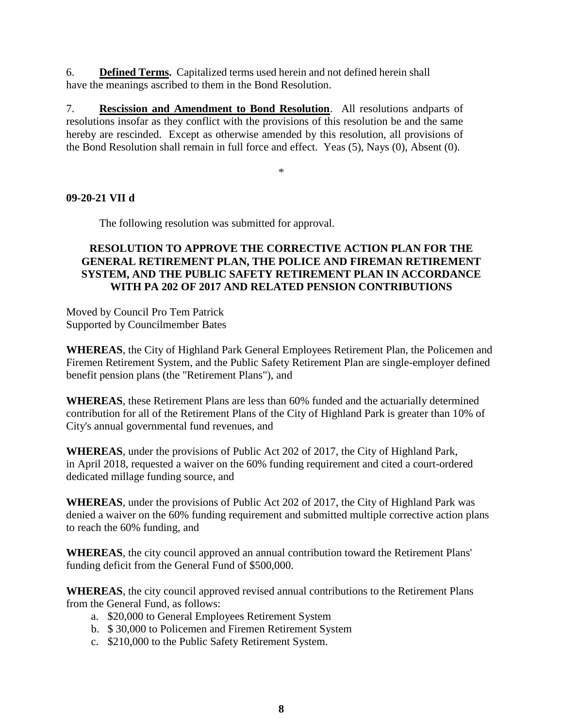6. **Defined Terms.** Capitalized terms used herein and not defined herein shall have the meanings ascribed to them in the Bond Resolution.

7. **Rescission and Amendment to Bond Resolution**. All resolutions andparts of resolutions insofar as they conflict with the provisions of this resolution be and the same hereby are rescinded. Except as otherwise amended by this resolution, all provisions of the Bond Resolution shall remain in full force and effect. Yeas (5), Nays (0), Absent (0).

*

**09-20-21 VII d**

The following resolution was submitted for approval.

**RESOLUTION TO APPROVE THE CORRECTIVE ACTION PLAN FOR THE GENERAL RETIREMENT PLAN, THE POLICE AND FIREMAN RETIREMENT SYSTEM, AND THE PUBLIC SAFETY RETIREMENT PLAN IN ACCORDANCE WITH PA 202 OF 2017 AND RELATED PENSION CONTRIBUTIONS**

Moved by Council Pro Tem Patrick
Supported by Councilmember Bates

**WHEREAS**, the City of Highland Park General Employees Retirement Plan, the Policemen and Firemen Retirement System, and the Public Safety Retirement Plan are single-employer defined benefit pension plans (the "Retirement Plans"), and

**WHEREAS**, these Retirement Plans are less than 60% funded and the actuarially determined contribution for all of the Retirement Plans of the City of Highland Park is greater than 10% of City's annual governmental fund revenues, and

**WHEREAS**, under the provisions of Public Act 202 of 2017, the City of Highland Park, in April 2018, requested a waiver on the 60% funding requirement and cited a court-ordered dedicated millage funding source, and

**WHEREAS**, under the provisions of Public Act 202 of 2017, the City of Highland Park was denied a waiver on the 60% funding requirement and submitted multiple corrective action plans to reach the 60% funding, and

**WHEREAS**, the city council approved an annual contribution toward the Retirement Plans' funding deficit from the General Fund of $500,000.

**WHEREAS**, the city council approved revised annual contributions to the Retirement Plans from the General Fund, as follows:

a. $20,000 to General Employees Retirement System
b. $ 30,000 to Policemen and Firemen Retirement System
c. $210,000 to the Public Safety Retirement System.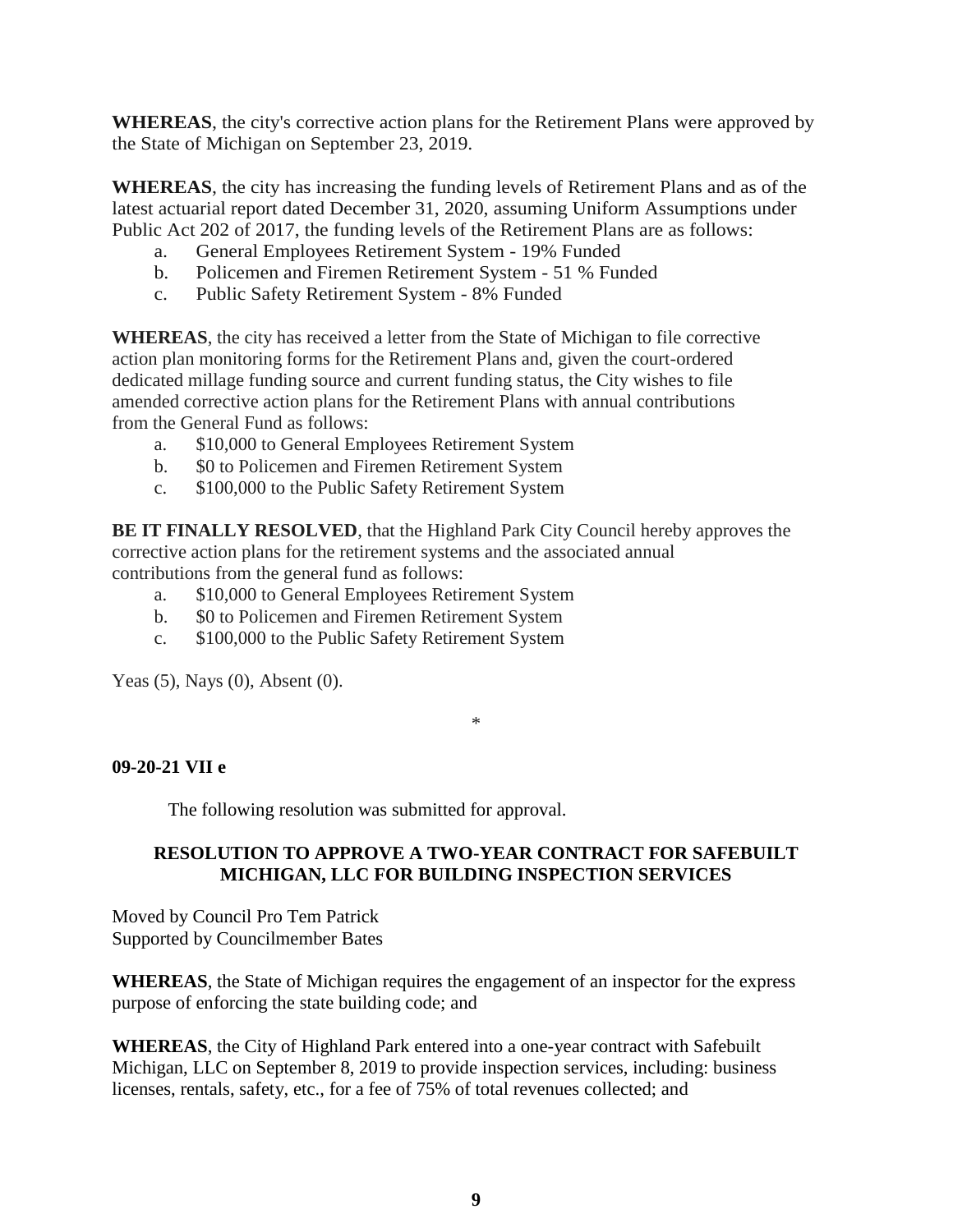**WHEREAS**, the city's corrective action plans for the Retirement Plans were approved by the State of Michigan on September 23, 2019.

**WHEREAS**, the city has increasing the funding levels of Retirement Plans and as of the latest actuarial report dated December 31, 2020, assuming Uniform Assumptions under Public Act 202 of 2017, the funding levels of the Retirement Plans are as follows:

a. General Employees Retirement System - 19% Funded
b. Policemen and Firemen Retirement System - 51 % Funded
c. Public Safety Retirement System - 8% Funded

**WHEREAS**, the city has received a letter from the State of Michigan to file corrective action plan monitoring forms for the Retirement Plans and, given the court-ordered dedicated millage funding source and current funding status, the City wishes to file amended corrective action plans for the Retirement Plans with annual contributions from the General Fund as follows:

a. $10,000 to General Employees Retirement System
b. $0 to Policemen and Firemen Retirement System
c. $100,000 to the Public Safety Retirement System

**BE IT FINALLY RESOLVED**, that the Highland Park City Council hereby approves the corrective action plans for the retirement systems and the associated annual contributions from the general fund as follows:

a. $10,000 to General Employees Retirement System
b. $0 to Policemen and Firemen Retirement System
c. $100,000 to the Public Safety Retirement System

Yeas (5), Nays (0), Absent (0).

*

**09-20-21 VII e**

The following resolution was submitted for approval.

**RESOLUTION TO APPROVE A TWO-YEAR CONTRACT FOR SAFEBUILT MICHIGAN, LLC FOR BUILDING INSPECTION SERVICES**

Moved by Council Pro Tem Patrick
Supported by Councilmember Bates

**WHEREAS**, the State of Michigan requires the engagement of an inspector for the express purpose of enforcing the state building code; and

**WHEREAS**, the City of Highland Park entered into a one-year contract with Safebuilt Michigan, LLC on September 8, 2019 to provide inspection services, including: business licenses, rentals, safety, etc., for a fee of 75% of total revenues collected; and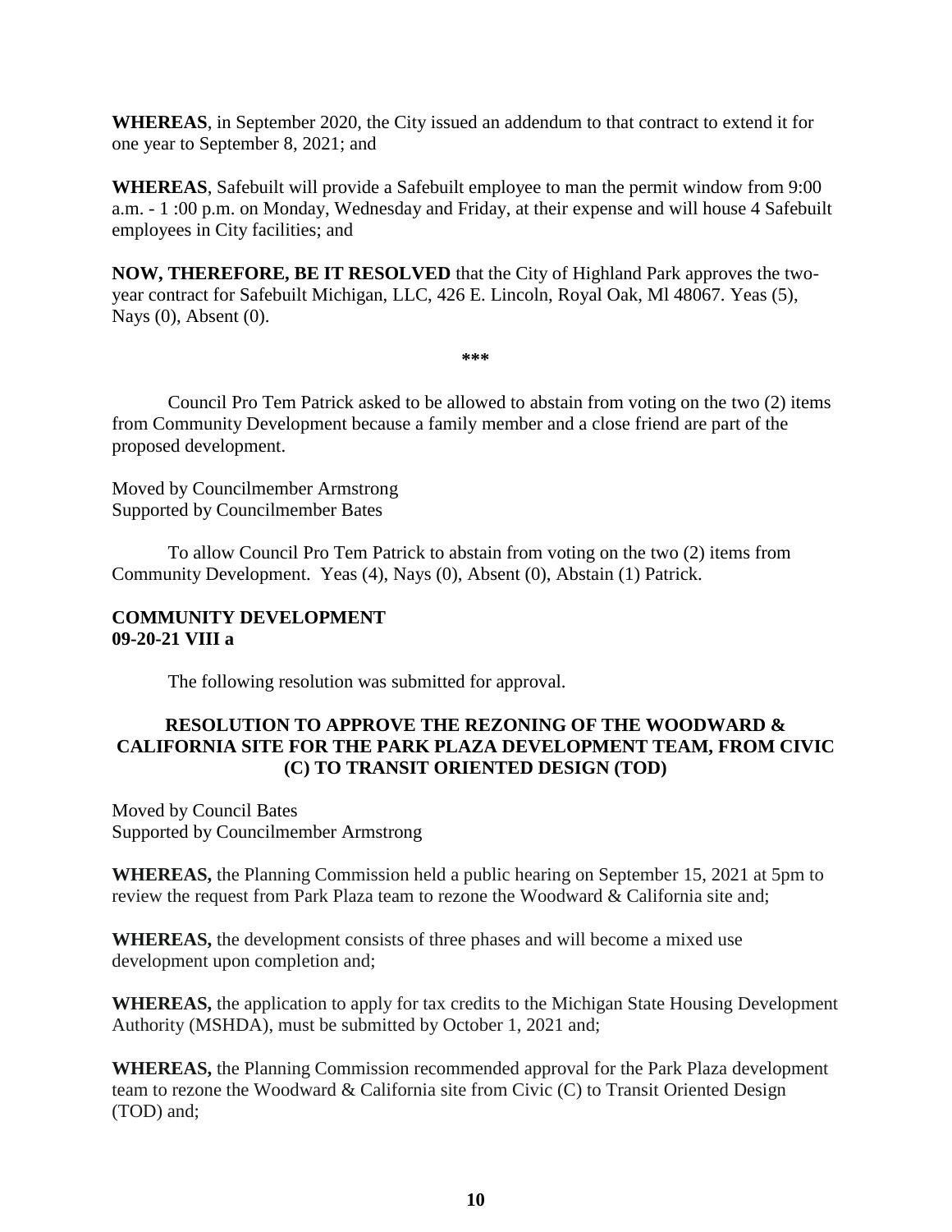**WHEREAS**, in September 2020, the City issued an addendum to that contract to extend it for one year to September 8, 2021; and

**WHEREAS**, Safebuilt will provide a Safebuilt employee to man the permit window from 9:00 a.m. - 1 :00 p.m. on Monday, Wednesday and Friday, at their expense and will house 4 Safebuilt employees in City facilities; and

**NOW, THEREFORE, BE IT RESOLVED** that the City of Highland Park approves the two-year contract for Safebuilt Michigan, LLC, 426 E. Lincoln, Royal Oak, Ml 48067. Yeas (5), Nays (0), Absent (0).

**\*\*\***

Council Pro Tem Patrick asked to be allowed to abstain from voting on the two (2) items from Community Development because a family member and a close friend are part of the proposed development.

Moved by Councilmember Armstrong
Supported by Councilmember Bates

To allow Council Pro Tem Patrick to abstain from voting on the two (2) items from Community Development. Yeas (4), Nays (0), Absent (0), Abstain (1) Patrick.

**COMMUNITY DEVELOPMENT**
**09-20-21 VIII a**

The following resolution was submitted for approval.

**RESOLUTION TO APPROVE THE REZONING OF THE WOODWARD & CALIFORNIA SITE FOR THE PARK PLAZA DEVELOPMENT TEAM, FROM CIVIC (C) TO TRANSIT ORIENTED DESIGN (TOD)**

Moved by Council Bates
Supported by Councilmember Armstrong

**WHEREAS,** the Planning Commission held a public hearing on September 15, 2021 at 5pm to review the request from Park Plaza team to rezone the Woodward & California site and;

**WHEREAS,** the development consists of three phases and will become a mixed use development upon completion and;

**WHEREAS,** the application to apply for tax credits to the Michigan State Housing Development Authority (MSHDA), must be submitted by October 1, 2021 and;

**WHEREAS,** the Planning Commission recommended approval for the Park Plaza development team to rezone the Woodward & California site from Civic (C) to Transit Oriented Design (TOD) and;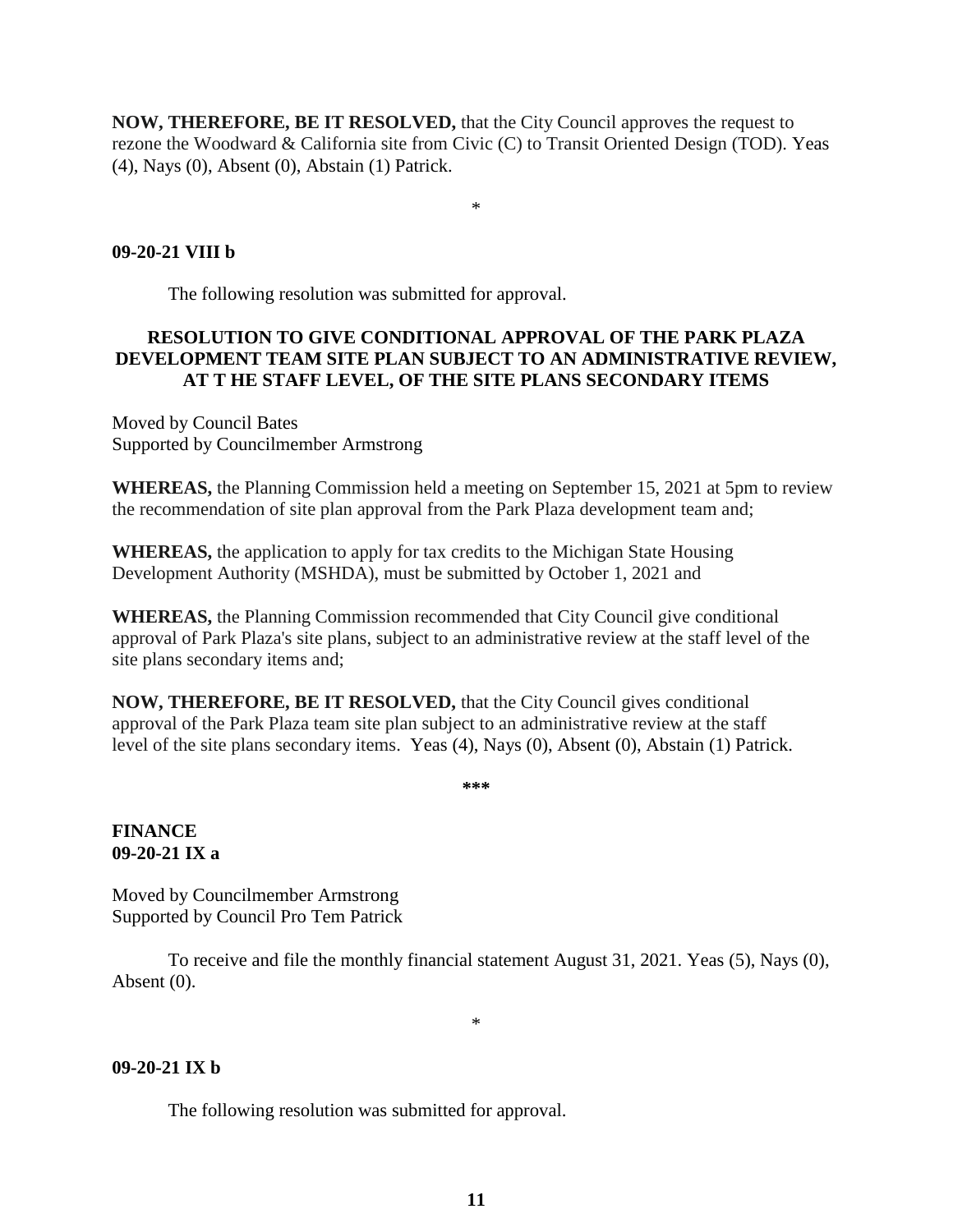**NOW, THEREFORE, BE IT RESOLVED,** that the City Council approves the request to rezone the Woodward & California site from Civic (C) to Transit Oriented Design (TOD). Yeas (4), Nays (0), Absent (0), Abstain (1) Patrick.

*

**09-20-21 VIII b**

The following resolution was submitted for approval.

**RESOLUTION TO GIVE CONDITIONAL APPROVAL OF THE PARK PLAZA DEVELOPMENT TEAM SITE PLAN SUBJECT TO AN ADMINISTRATIVE REVIEW, AT T HE STAFF LEVEL, OF THE SITE PLANS SECONDARY ITEMS**

Moved by Council Bates
Supported by Councilmember Armstrong

**WHEREAS,** the Planning Commission held a meeting on September 15, 2021 at 5pm to review the recommendation of site plan approval from the Park Plaza development team and;

**WHEREAS,** the application to apply for tax credits to the Michigan State Housing Development Authority (MSHDA), must be submitted by October 1, 2021 and

**WHEREAS,** the Planning Commission recommended that City Council give conditional approval of Park Plaza's site plans, subject to an administrative review at the staff level of the site plans secondary items and;

**NOW, THEREFORE, BE IT RESOLVED,** that the City Council gives conditional approval of the Park Plaza team site plan subject to an administrative review at the staff level of the site plans secondary items. Yeas (4), Nays (0), Absent (0), Abstain (1) Patrick.

**\*\*\***

**FINANCE**
**09-20-21 IX a**

Moved by Councilmember Armstrong
Supported by Council Pro Tem Patrick

To receive and file the monthly financial statement August 31, 2021. Yeas (5), Nays (0), Absent (0).

*

**09-20-21 IX b**

The following resolution was submitted for approval.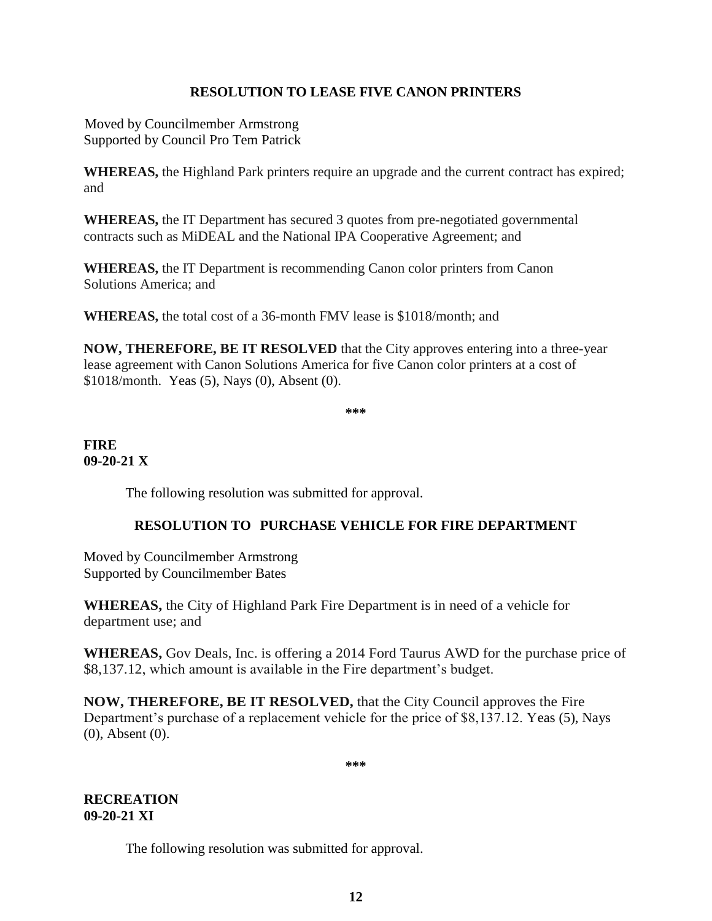### RESOLUTION TO LEASE FIVE CANON PRINTERS

Moved by Councilmember Armstrong
Supported by Council Pro Tem Patrick

**WHEREAS,** the Highland Park printers require an upgrade and the current contract has expired; and

**WHEREAS,** the IT Department has secured 3 quotes from pre-negotiated governmental contracts such as MiDEAL and the National IPA Cooperative Agreement; and

**WHEREAS,** the IT Department is recommending Canon color printers from Canon Solutions America; and

**WHEREAS,** the total cost of a 36-month FMV lease is $1018/month; and

**NOW, THEREFORE, BE IT RESOLVED** that the City approves entering into a three-year lease agreement with Canon Solutions America for five Canon color printers at a cost of $1018/month. Yeas (5), Nays (0), Absent (0).

***

**FIRE**
**09-20-21 X**

The following resolution was submitted for approval.

### RESOLUTION TO PURCHASE VEHICLE FOR FIRE DEPARTMENT

Moved by Councilmember Armstrong
Supported by Councilmember Bates

**WHEREAS,** the City of Highland Park Fire Department is in need of a vehicle for department use; and

**WHEREAS,** Gov Deals, Inc. is offering a 2014 Ford Taurus AWD for the purchase price of $8,137.12, which amount is available in the Fire department's budget.

**NOW, THEREFORE, BE IT RESOLVED,** that the City Council approves the Fire Department's purchase of a replacement vehicle for the price of $8,137.12. Yeas (5), Nays (0), Absent (0).

***

**RECREATION**
**09-20-21 XI**

The following resolution was submitted for approval.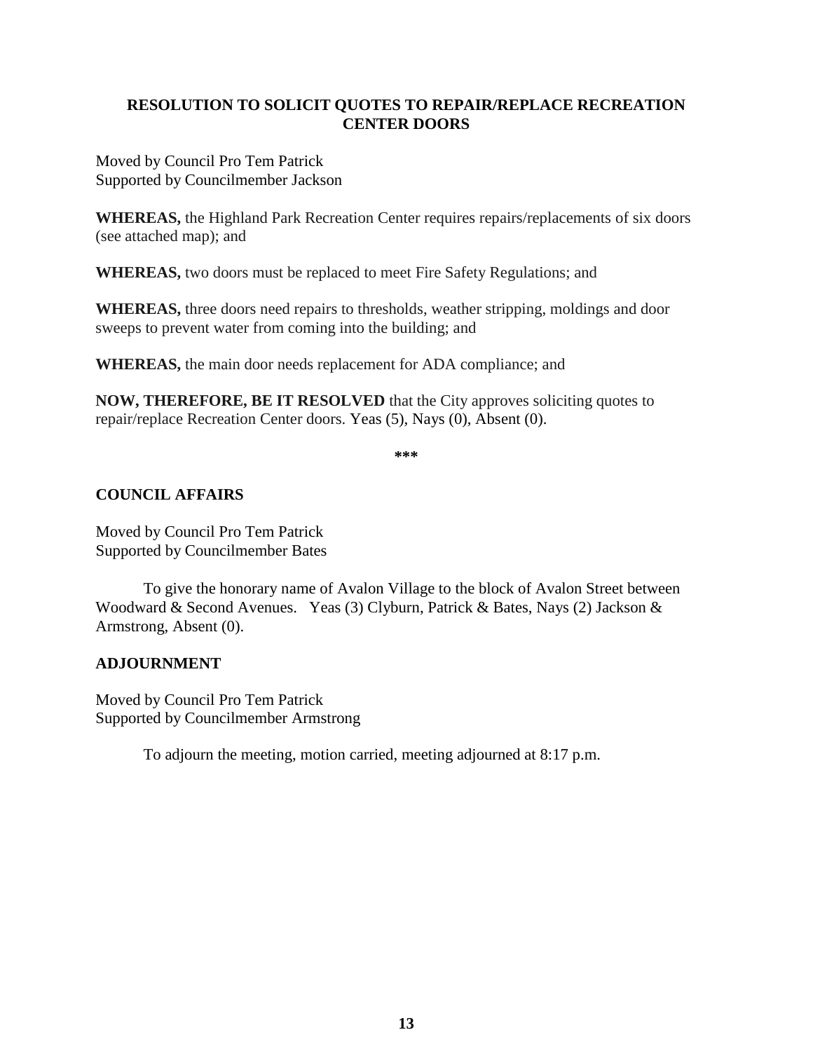**RESOLUTION TO SOLICIT QUOTES TO REPAIR/REPLACE RECREATION CENTER DOORS**

Moved by Council Pro Tem Patrick
Supported by Councilmember Jackson

**WHEREAS,** the Highland Park Recreation Center requires repairs/replacements of six doors (see attached map); and

**WHEREAS,** two doors must be replaced to meet Fire Safety Regulations; and

**WHEREAS,** three doors need repairs to thresholds, weather stripping, moldings and door sweeps to prevent water from coming into the building; and

**WHEREAS,** the main door needs replacement for ADA compliance; and

**NOW, THEREFORE, BE IT RESOLVED** that the City approves soliciting quotes to repair/replace Recreation Center doors. Yeas (5), Nays (0), Absent (0).

***

**COUNCIL AFFAIRS**

Moved by Council Pro Tem Patrick
Supported by Councilmember Bates

To give the honorary name of Avalon Village to the block of Avalon Street between Woodward & Second Avenues. Yeas (3) Clyburn, Patrick & Bates, Nays (2) Jackson & Armstrong, Absent (0).

**ADJOURNMENT**

Moved by Council Pro Tem Patrick
Supported by Councilmember Armstrong

To adjourn the meeting, motion carried, meeting adjourned at 8:17 p.m.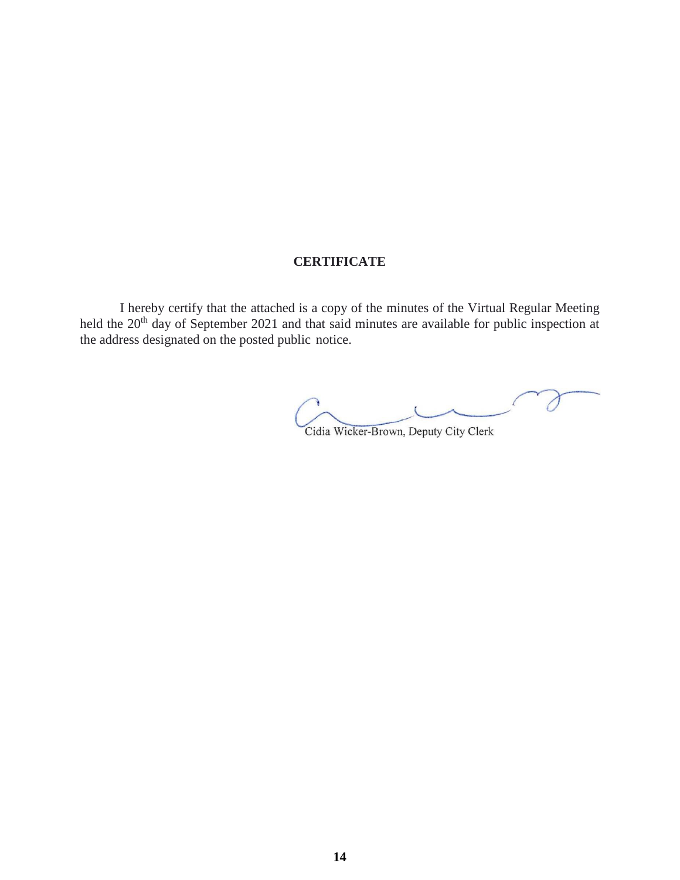## CERTIFICATE

I hereby certify that the attached is a copy of the minutes of the Virtual Regular Meeting held the 20th day of September 2021 and that said minutes are available for public inspection at the address designated on the posted public notice.

Cidia Wicker-Brown, Deputy City Clerk